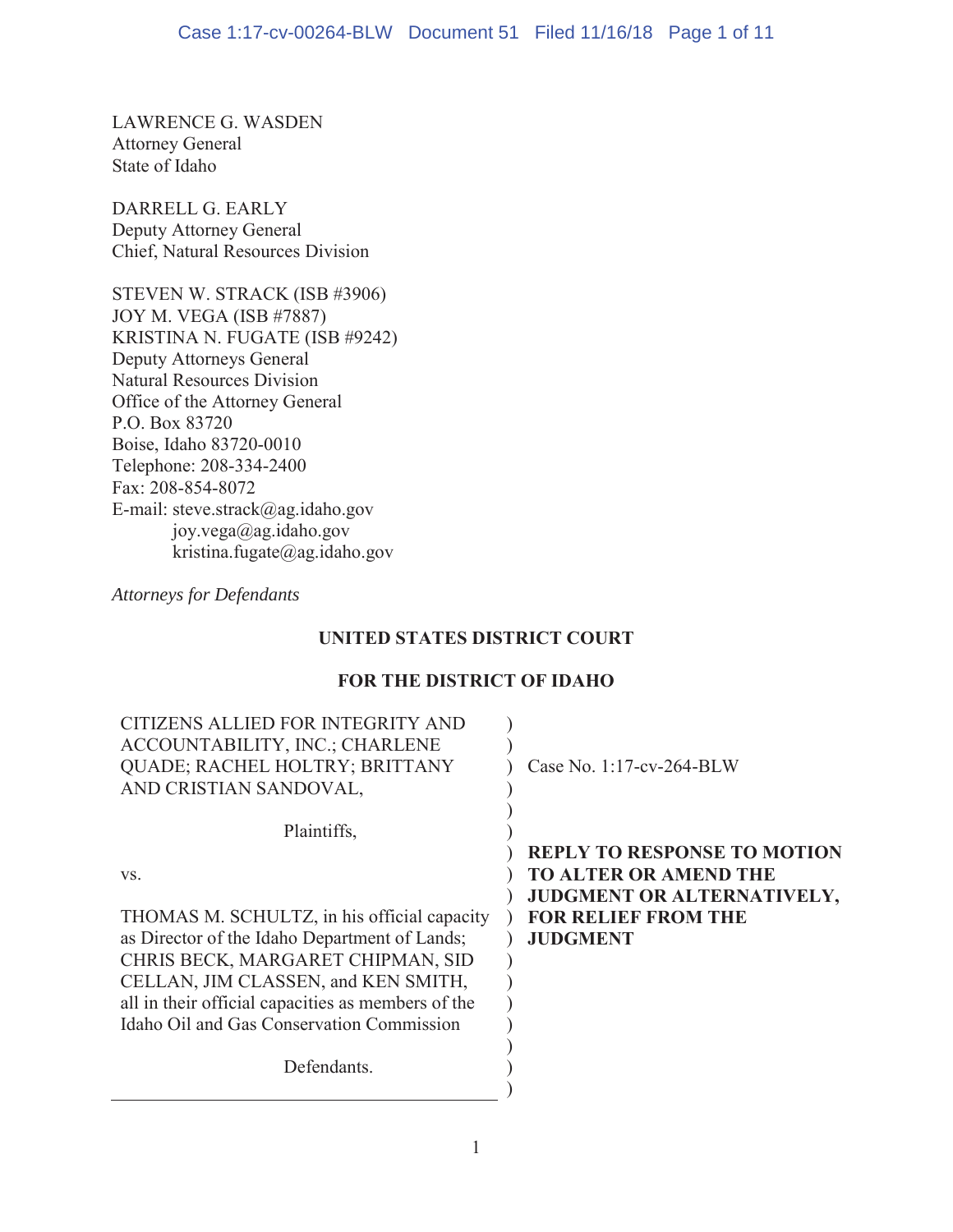LAWRENCE G. WASDEN
Attorney General
State of Idaho

DARRELL G. EARLY
Deputy Attorney General
Chief, Natural Resources Division

STEVEN W. STRACK (ISB #3906)
JOY M. VEGA (ISB #7887)
KRISTINA N. FUGATE (ISB #9242)
Deputy Attorneys General
Natural Resources Division
Office of the Attorney General
P.O. Box 83720
Boise, Idaho 83720-0010
Telephone: 208-334-2400
Fax: 208-854-8072
E-mail: steve.strack@ag.idaho.gov
joy.vega@ag.idaho.gov
kristina.fugate@ag.idaho.gov

*Attorneys for Defendants*

**UNITED STATES DISTRICT COURT**

**FOR THE DISTRICT OF IDAHO**

| | |
|---|---|
| CITIZENS ALLIED FOR INTEGRITY AND ACCOUNTABILITY, INC.; CHARLENE QUADE; RACHEL HOLTRY; BRITTANY AND CRISTIAN SANDOVAL,<br><br>Plaintiffs,<br><br>vs.<br><br>THOMAS M. SCHULTZ, in his official capacity as Director of the Idaho Department of Lands; CHRIS BECK, MARGARET CHIPMAN, SID CELLAN, JIM CLASSEN, and KEN SMITH, all in their official capacities as members of the Idaho Oil and Gas Conservation Commission<br><br>Defendants. | Case No. 1:17-cv-264-BLW<br><br>**REPLY TO RESPONSE TO MOTION TO ALTER OR AMEND THE JUDGMENT OR ALTERNATIVELY, FOR RELIEF FROM THE JUDGMENT** |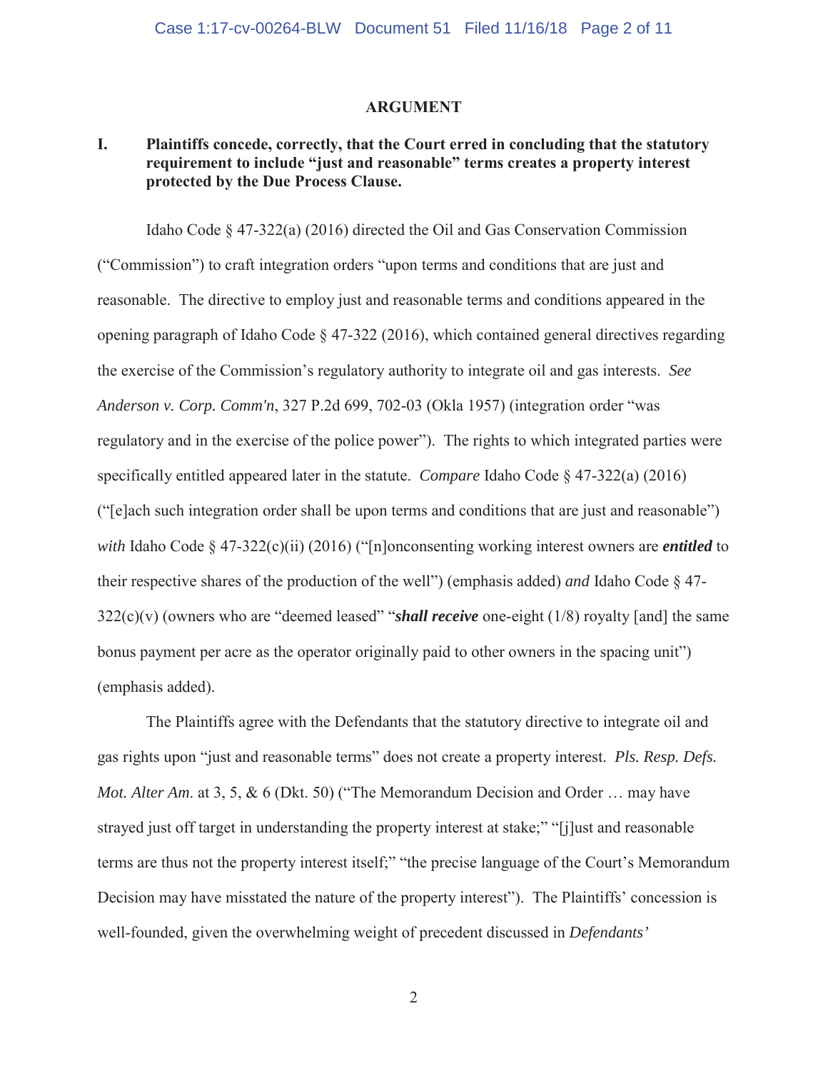## ARGUMENT

**I. Plaintiffs concede, correctly, that the Court erred in concluding that the statutory requirement to include "just and reasonable" terms creates a property interest protected by the Due Process Clause.**

Idaho Code § 47-322(a) (2016) directed the Oil and Gas Conservation Commission ("Commission") to craft integration orders "upon terms and conditions that are just and reasonable. The directive to employ just and reasonable terms and conditions appeared in the opening paragraph of Idaho Code § 47-322 (2016), which contained general directives regarding the exercise of the Commission's regulatory authority to integrate oil and gas interests. *See Anderson v. Corp. Comm'n*, 327 P.2d 699, 702-03 (Okla 1957) (integration order "was regulatory and in the exercise of the police power"). The rights to which integrated parties were specifically entitled appeared later in the statute. *Compare* Idaho Code § 47-322(a) (2016) ("[e]ach such integration order shall be upon terms and conditions that are just and reasonable") *with* Idaho Code § 47-322(c)(ii) (2016) ("[n]onconsenting working interest owners are ***entitled*** to their respective shares of the production of the well") (emphasis added) *and* Idaho Code § 47-322(c)(v) (owners who are "deemed leased" "***shall receive*** one-eight (1/8) royalty [and] the same bonus payment per acre as the operator originally paid to other owners in the spacing unit") (emphasis added).

The Plaintiffs agree with the Defendants that the statutory directive to integrate oil and gas rights upon "just and reasonable terms" does not create a property interest. *Pls. Resp. Defs. Mot. Alter Am.* at 3, 5, & 6 (Dkt. 50) ("The Memorandum Decision and Order … may have strayed just off target in understanding the property interest at stake;" "[j]ust and reasonable terms are thus not the property interest itself;" "the precise language of the Court's Memorandum Decision may have misstated the nature of the property interest"). The Plaintiffs' concession is well-founded, given the overwhelming weight of precedent discussed in *Defendants'*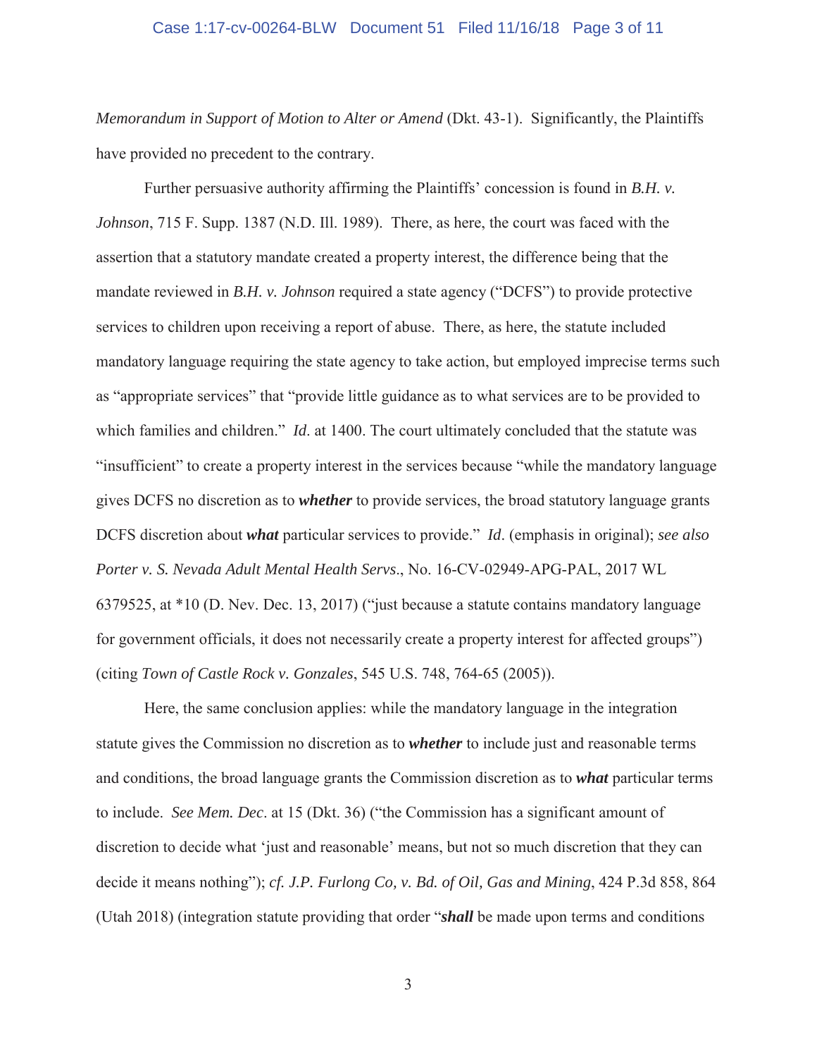*Memorandum in Support of Motion to Alter or Amend* (Dkt. 43-1). Significantly, the Plaintiffs have provided no precedent to the contrary.

Further persuasive authority affirming the Plaintiffs' concession is found in *B.H. v. Johnson*, 715 F. Supp. 1387 (N.D. Ill. 1989). There, as here, the court was faced with the assertion that a statutory mandate created a property interest, the difference being that the mandate reviewed in *B.H. v. Johnson* required a state agency ("DCFS") to provide protective services to children upon receiving a report of abuse. There, as here, the statute included mandatory language requiring the state agency to take action, but employed imprecise terms such as "appropriate services" that "provide little guidance as to what services are to be provided to which families and children." *Id*. at 1400. The court ultimately concluded that the statute was "insufficient" to create a property interest in the services because "while the mandatory language gives DCFS no discretion as to ***whether*** to provide services, the broad statutory language grants DCFS discretion about ***what*** particular services to provide." *Id*. (emphasis in original); *see also Porter v. S. Nevada Adult Mental Health Servs*., No. 16-CV-02949-APG-PAL, 2017 WL 6379525, at *10 (D. Nev. Dec. 13, 2017) ("just because a statute contains mandatory language for government officials, it does not necessarily create a property interest for affected groups") (citing *Town of Castle Rock v. Gonzales*, 545 U.S. 748, 764-65 (2005)).

Here, the same conclusion applies: while the mandatory language in the integration statute gives the Commission no discretion as to ***whether*** to include just and reasonable terms and conditions, the broad language grants the Commission discretion as to ***what*** particular terms to include. *See Mem. Dec*. at 15 (Dkt. 36) ("the Commission has a significant amount of discretion to decide what 'just and reasonable' means, but not so much discretion that they can decide it means nothing"); *cf. J.P. Furlong Co, v. Bd. of Oil, Gas and Mining*, 424 P.3d 858, 864 (Utah 2018) (integration statute providing that order "***shall*** be made upon terms and conditions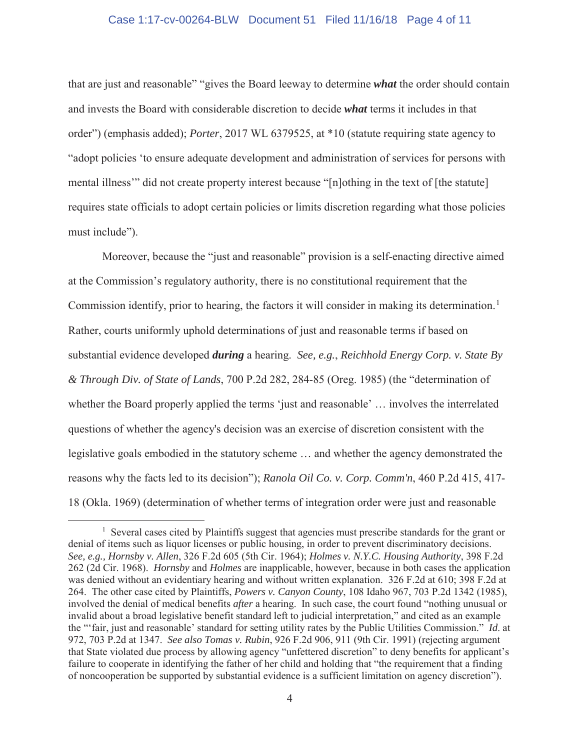that are just and reasonable" "gives the Board leeway to determine ***what*** the order should contain and invests the Board with considerable discretion to decide ***what*** terms it includes in that order") (emphasis added); *Porter*, 2017 WL 6379525, at *10 (statute requiring state agency to "adopt policies 'to ensure adequate development and administration of services for persons with mental illness'" did not create property interest because "[n]othing in the text of [the statute] requires state officials to adopt certain policies or limits discretion regarding what those policies must include").

Moreover, because the "just and reasonable" provision is a self-enacting directive aimed at the Commission's regulatory authority, there is no constitutional requirement that the Commission identify, prior to hearing, the factors it will consider in making its determination.[1] Rather, courts uniformly uphold determinations of just and reasonable terms if based on substantial evidence developed ***during*** a hearing. *See, e.g.*, *Reichhold Energy Corp. v. State By & Through Div. of State of Lands*, 700 P.2d 282, 284-85 (Oreg. 1985) (the "determination of whether the Board properly applied the terms 'just and reasonable' … involves the interrelated questions of whether the agency's decision was an exercise of discretion consistent with the legislative goals embodied in the statutory scheme … and whether the agency demonstrated the reasons why the facts led to its decision"); *Ranola Oil Co. v. Corp. Comm'n*, 460 P.2d 415, 417-18 (Okla. 1969) (determination of whether terms of integration order were just and reasonable

[1] Several cases cited by Plaintiffs suggest that agencies must prescribe standards for the grant or denial of items such as liquor licenses or public housing, in order to prevent discriminatory decisions. *See, e.g., Hornsby v. Allen*, 326 F.2d 605 (5th Cir. 1964); *Holmes v. N.Y.C. Housing Authority*, 398 F.2d 262 (2d Cir. 1968). *Hornsby* and *Holmes* are inapplicable, however, because in both cases the application was denied without an evidentiary hearing and without written explanation. 326 F.2d at 610; 398 F.2d at 264. The other case cited by Plaintiffs, *Powers v. Canyon County*, 108 Idaho 967, 703 P.2d 1342 (1985), involved the denial of medical benefits *after* a hearing. In such case, the court found "nothing unusual or invalid about a broad legislative benefit standard left to judicial interpretation," and cited as an example the "'fair, just and reasonable' standard for setting utility rates by the Public Utilities Commission." *Id.* at 972, 703 P.2d at 1347. *See also Tomas v. Rubin*, 926 F.2d 906, 911 (9th Cir. 1991) (rejecting argument that State violated due process by allowing agency "unfettered discretion" to deny benefits for applicant's failure to cooperate in identifying the father of her child and holding that "the requirement that a finding of noncooperation be supported by substantial evidence is a sufficient limitation on agency discretion").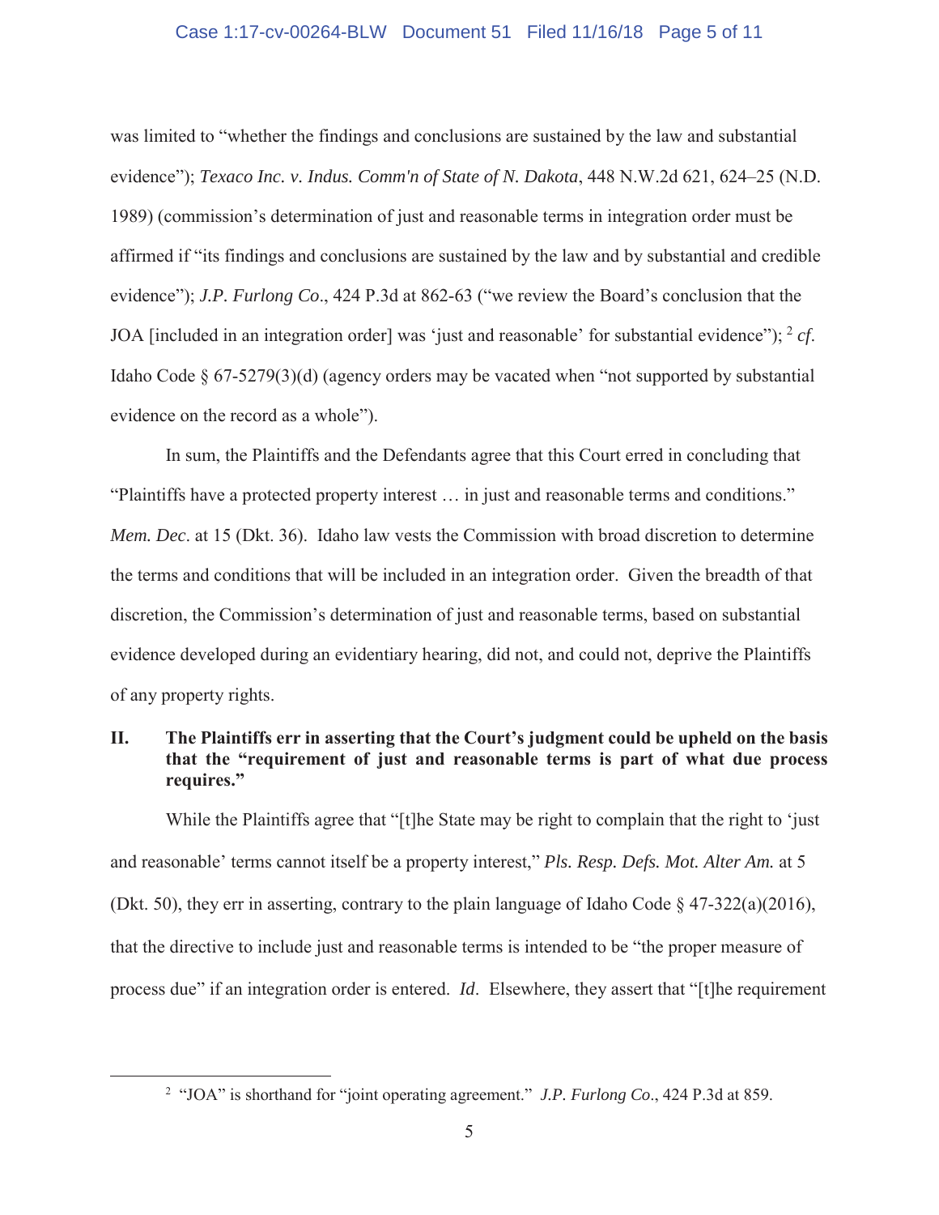was limited to "whether the findings and conclusions are sustained by the law and substantial evidence"); *Texaco Inc. v. Indus. Comm'n of State of N. Dakota*, 448 N.W.2d 621, 624–25 (N.D. 1989) (commission's determination of just and reasonable terms in integration order must be affirmed if "its findings and conclusions are sustained by the law and by substantial and credible evidence"); *J.P. Furlong Co*., 424 P.3d at 862-63 ("we review the Board's conclusion that the JOA [included in an integration order] was 'just and reasonable' for substantial evidence"); [2] *cf*. Idaho Code § 67-5279(3)(d) (agency orders may be vacated when "not supported by substantial evidence on the record as a whole").

In sum, the Plaintiffs and the Defendants agree that this Court erred in concluding that "Plaintiffs have a protected property interest … in just and reasonable terms and conditions." *Mem. Dec*. at 15 (Dkt. 36). Idaho law vests the Commission with broad discretion to determine the terms and conditions that will be included in an integration order. Given the breadth of that discretion, the Commission's determination of just and reasonable terms, based on substantial evidence developed during an evidentiary hearing, did not, and could not, deprive the Plaintiffs of any property rights.

## II. The Plaintiffs err in asserting that the Court's judgment could be upheld on the basis that the "requirement of just and reasonable terms is part of what due process requires."

While the Plaintiffs agree that "[t]he State may be right to complain that the right to 'just and reasonable' terms cannot itself be a property interest," *Pls. Resp. Defs. Mot. Alter Am.* at 5 (Dkt. 50), they err in asserting, contrary to the plain language of Idaho Code § 47-322(a)(2016), that the directive to include just and reasonable terms is intended to be "the proper measure of process due" if an integration order is entered. *Id*. Elsewhere, they assert that "[t]he requirement

---

[2] "JOA" is shorthand for "joint operating agreement." *J.P. Furlong Co*., 424 P.3d at 859.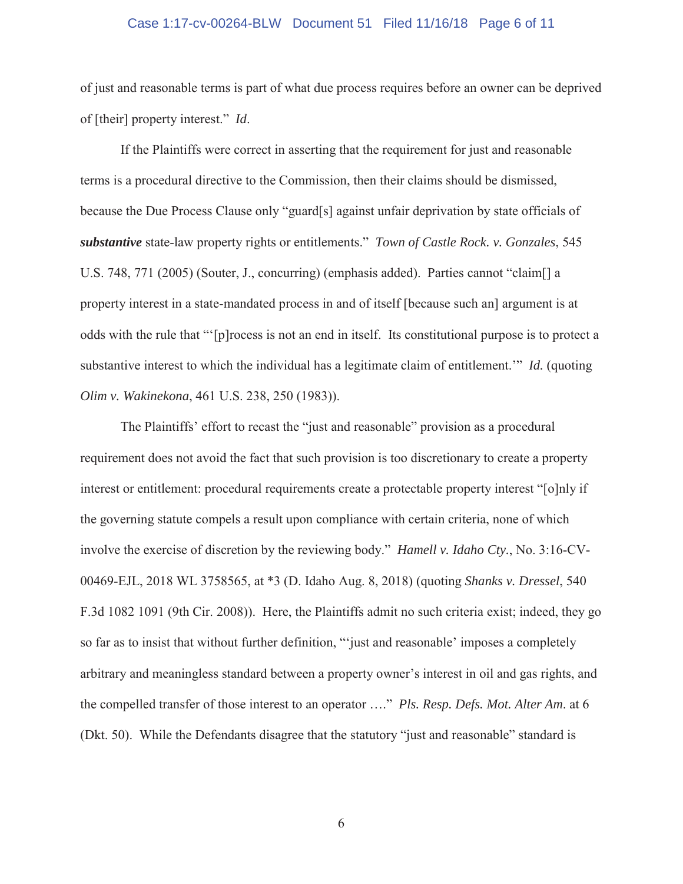of just and reasonable terms is part of what due process requires before an owner can be deprived of [their] property interest." *Id*.

If the Plaintiffs were correct in asserting that the requirement for just and reasonable terms is a procedural directive to the Commission, then their claims should be dismissed, because the Due Process Clause only "guard[s] against unfair deprivation by state officials of ***substantive*** state-law property rights or entitlements." *Town of Castle Rock. v. Gonzales*, 545 U.S. 748, 771 (2005) (Souter, J., concurring) (emphasis added). Parties cannot "claim[] a property interest in a state-mandated process in and of itself [because such an] argument is at odds with the rule that "'[p]rocess is not an end in itself. Its constitutional purpose is to protect a substantive interest to which the individual has a legitimate claim of entitlement.'" *Id.* (quoting *Olim v. Wakinekona*, 461 U.S. 238, 250 (1983)).

The Plaintiffs' effort to recast the "just and reasonable" provision as a procedural requirement does not avoid the fact that such provision is too discretionary to create a property interest or entitlement: procedural requirements create a protectable property interest "[o]nly if the governing statute compels a result upon compliance with certain criteria, none of which involve the exercise of discretion by the reviewing body." *Hamell v. Idaho Cty.*, No. 3:16-CV-00469-EJL, 2018 WL 3758565, at *3 (D. Idaho Aug. 8, 2018) (quoting *Shanks v. Dressel*, 540 F.3d 1082 1091 (9th Cir. 2008)). Here, the Plaintiffs admit no such criteria exist; indeed, they go so far as to insist that without further definition, "'just and reasonable' imposes a completely arbitrary and meaningless standard between a property owner's interest in oil and gas rights, and the compelled transfer of those interest to an operator …." *Pls. Resp. Defs. Mot. Alter Am.* at 6 (Dkt. 50). While the Defendants disagree that the statutory "just and reasonable" standard is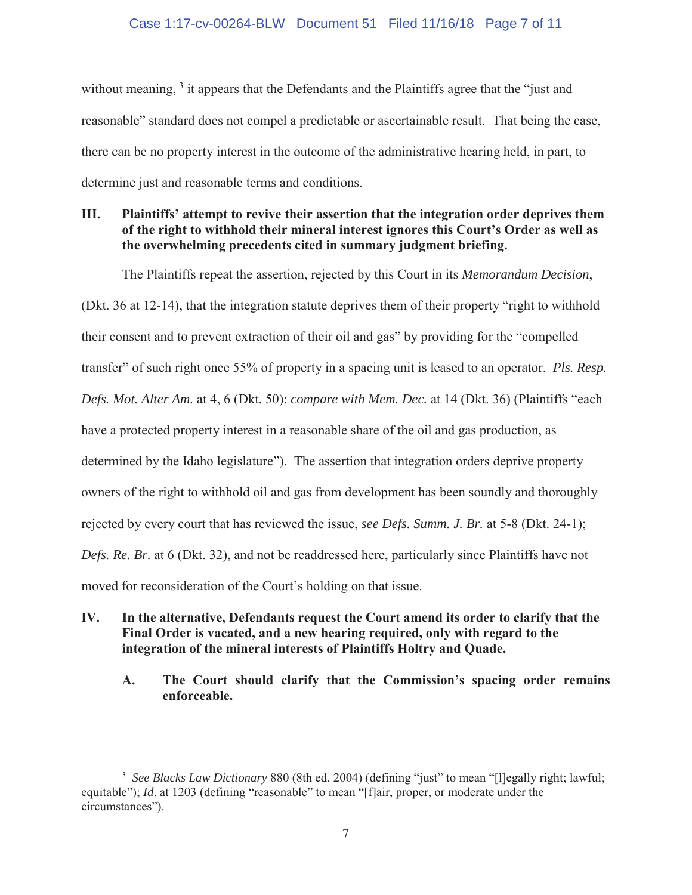without meaning, [3] it appears that the Defendants and the Plaintiffs agree that the "just and reasonable" standard does not compel a predictable or ascertainable result. That being the case, there can be no property interest in the outcome of the administrative hearing held, in part, to determine just and reasonable terms and conditions.

## III. Plaintiffs' attempt to revive their assertion that the integration order deprives them of the right to withhold their mineral interest ignores this Court's Order as well as the overwhelming precedents cited in summary judgment briefing.

The Plaintiffs repeat the assertion, rejected by this Court in its *Memorandum Decision*, (Dkt. 36 at 12-14), that the integration statute deprives them of their property "right to withhold their consent and to prevent extraction of their oil and gas" by providing for the "compelled transfer" of such right once 55% of property in a spacing unit is leased to an operator. *Pls. Resp. Defs. Mot. Alter Am.* at 4, 6 (Dkt. 50); *compare with Mem. Dec.* at 14 (Dkt. 36) (Plaintiffs "each have a protected property interest in a reasonable share of the oil and gas production, as determined by the Idaho legislature"). The assertion that integration orders deprive property owners of the right to withhold oil and gas from development has been soundly and thoroughly rejected by every court that has reviewed the issue, *see Defs. Summ. J. Br.* at 5-8 (Dkt. 24-1); *Defs. Re. Br.* at 6 (Dkt. 32), and not be readdressed here, particularly since Plaintiffs have not moved for reconsideration of the Court's holding on that issue.

## IV. In the alternative, Defendants request the Court amend its order to clarify that the Final Order is vacated, and a new hearing required, only with regard to the integration of the mineral interests of Plaintiffs Holtry and Quade.

### A. The Court should clarify that the Commission's spacing order remains enforceable.

---

[3] *See Blacks Law Dictionary* 880 (8th ed. 2004) (defining "just" to mean "[l]egally right; lawful; equitable"); *Id*. at 1203 (defining "reasonable" to mean "[f]air, proper, or moderate under the circumstances").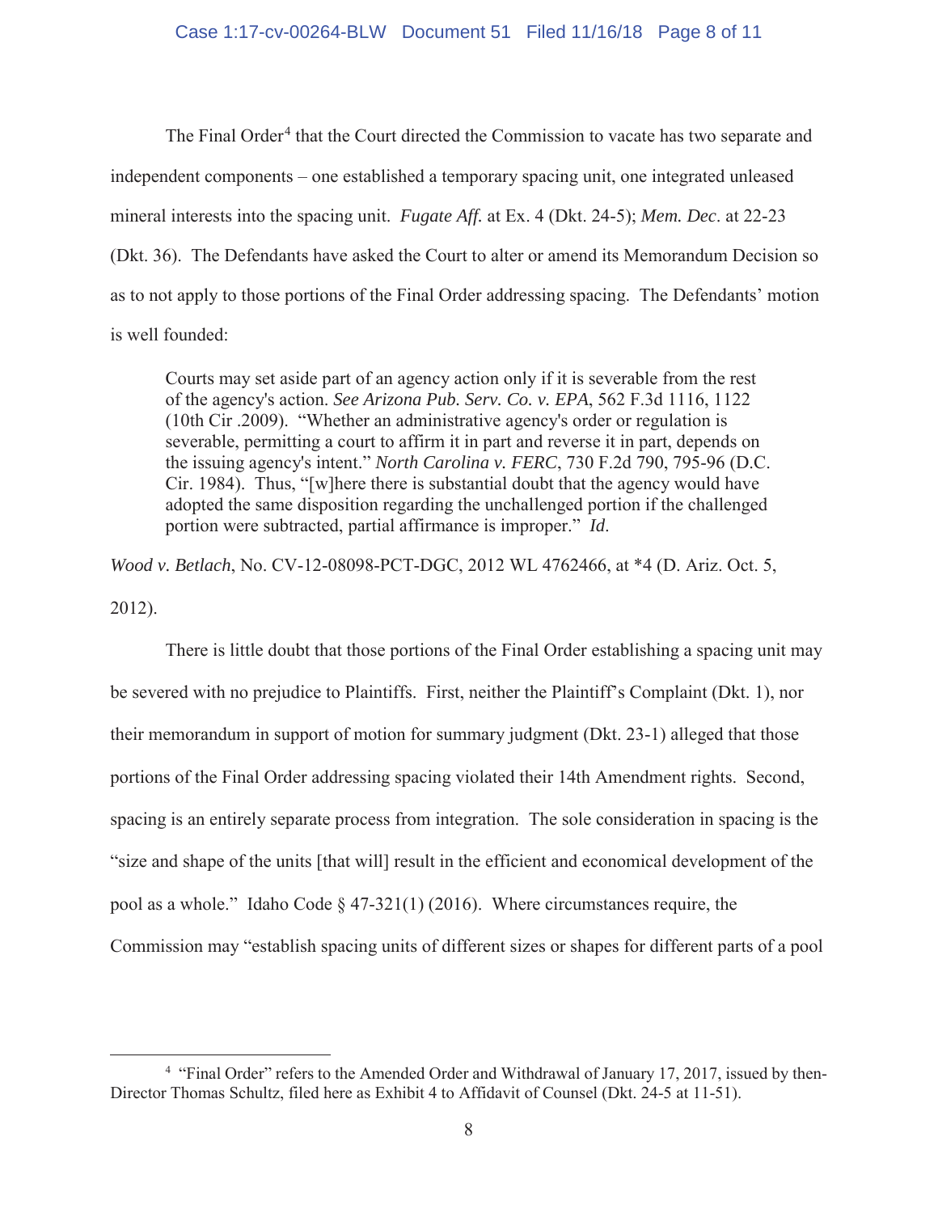The Final Order[4] that the Court directed the Commission to vacate has two separate and independent components – one established a temporary spacing unit, one integrated unleased mineral interests into the spacing unit. *Fugate Aff.* at Ex. 4 (Dkt. 24-5); *Mem. Dec*. at 22-23 (Dkt. 36). The Defendants have asked the Court to alter or amend its Memorandum Decision so as to not apply to those portions of the Final Order addressing spacing. The Defendants' motion is well founded:

> Courts may set aside part of an agency action only if it is severable from the rest of the agency's action. *See Arizona Pub. Serv. Co. v. EPA*, 562 F.3d 1116, 1122 (10th Cir .2009). "Whether an administrative agency's order or regulation is severable, permitting a court to affirm it in part and reverse it in part, depends on the issuing agency's intent." *North Carolina v. FERC*, 730 F.2d 790, 795-96 (D.C. Cir. 1984). Thus, "[w]here there is substantial doubt that the agency would have adopted the same disposition regarding the unchallenged portion if the challenged portion were subtracted, partial affirmance is improper." *Id*.

*Wood v. Betlach*, No. CV-12-08098-PCT-DGC, 2012 WL 4762466, at *4 (D. Ariz. Oct. 5, 2012).

There is little doubt that those portions of the Final Order establishing a spacing unit may be severed with no prejudice to Plaintiffs. First, neither the Plaintiff's Complaint (Dkt. 1), nor their memorandum in support of motion for summary judgment (Dkt. 23-1) alleged that those portions of the Final Order addressing spacing violated their 14th Amendment rights. Second, spacing is an entirely separate process from integration. The sole consideration in spacing is the "size and shape of the units [that will] result in the efficient and economical development of the pool as a whole." Idaho Code § 47-321(1) (2016). Where circumstances require, the Commission may "establish spacing units of different sizes or shapes for different parts of a pool

---

[4] "Final Order" refers to the Amended Order and Withdrawal of January 17, 2017, issued by then-Director Thomas Schultz, filed here as Exhibit 4 to Affidavit of Counsel (Dkt. 24-5 at 11-51).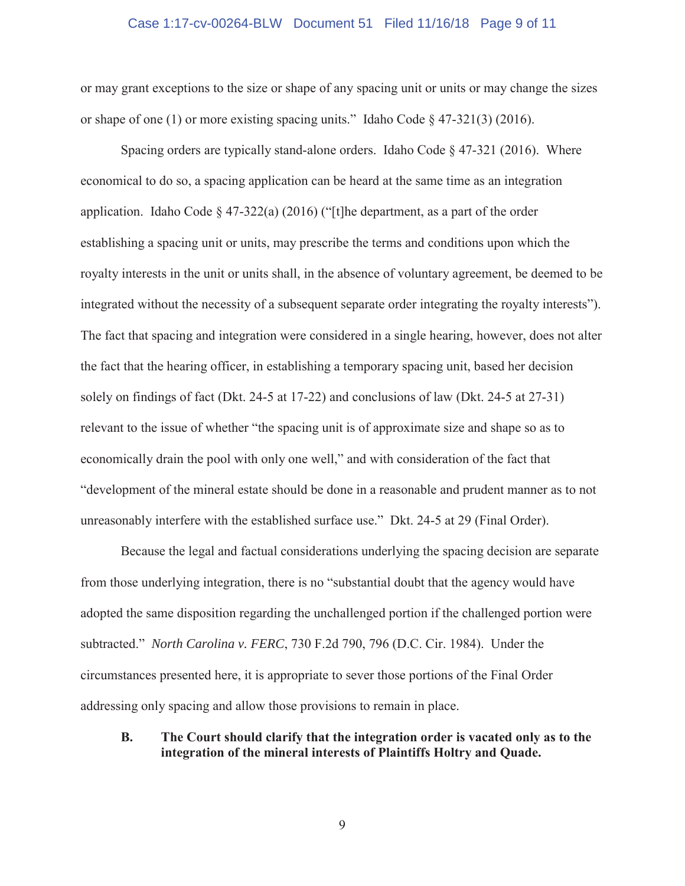or may grant exceptions to the size or shape of any spacing unit or units or may change the sizes or shape of one (1) or more existing spacing units." Idaho Code § 47-321(3) (2016).

Spacing orders are typically stand-alone orders. Idaho Code § 47-321 (2016). Where economical to do so, a spacing application can be heard at the same time as an integration application. Idaho Code § 47-322(a) (2016) ("[t]he department, as a part of the order establishing a spacing unit or units, may prescribe the terms and conditions upon which the royalty interests in the unit or units shall, in the absence of voluntary agreement, be deemed to be integrated without the necessity of a subsequent separate order integrating the royalty interests"). The fact that spacing and integration were considered in a single hearing, however, does not alter the fact that the hearing officer, in establishing a temporary spacing unit, based her decision solely on findings of fact (Dkt. 24-5 at 17-22) and conclusions of law (Dkt. 24-5 at 27-31) relevant to the issue of whether "the spacing unit is of approximate size and shape so as to economically drain the pool with only one well," and with consideration of the fact that "development of the mineral estate should be done in a reasonable and prudent manner as to not unreasonably interfere with the established surface use." Dkt. 24-5 at 29 (Final Order).

Because the legal and factual considerations underlying the spacing decision are separate from those underlying integration, there is no "substantial doubt that the agency would have adopted the same disposition regarding the unchallenged portion if the challenged portion were subtracted." *North Carolina v. FERC*, 730 F.2d 790, 796 (D.C. Cir. 1984). Under the circumstances presented here, it is appropriate to sever those portions of the Final Order addressing only spacing and allow those provisions to remain in place.

**B. The Court should clarify that the integration order is vacated only as to the integration of the mineral interests of Plaintiffs Holtry and Quade.**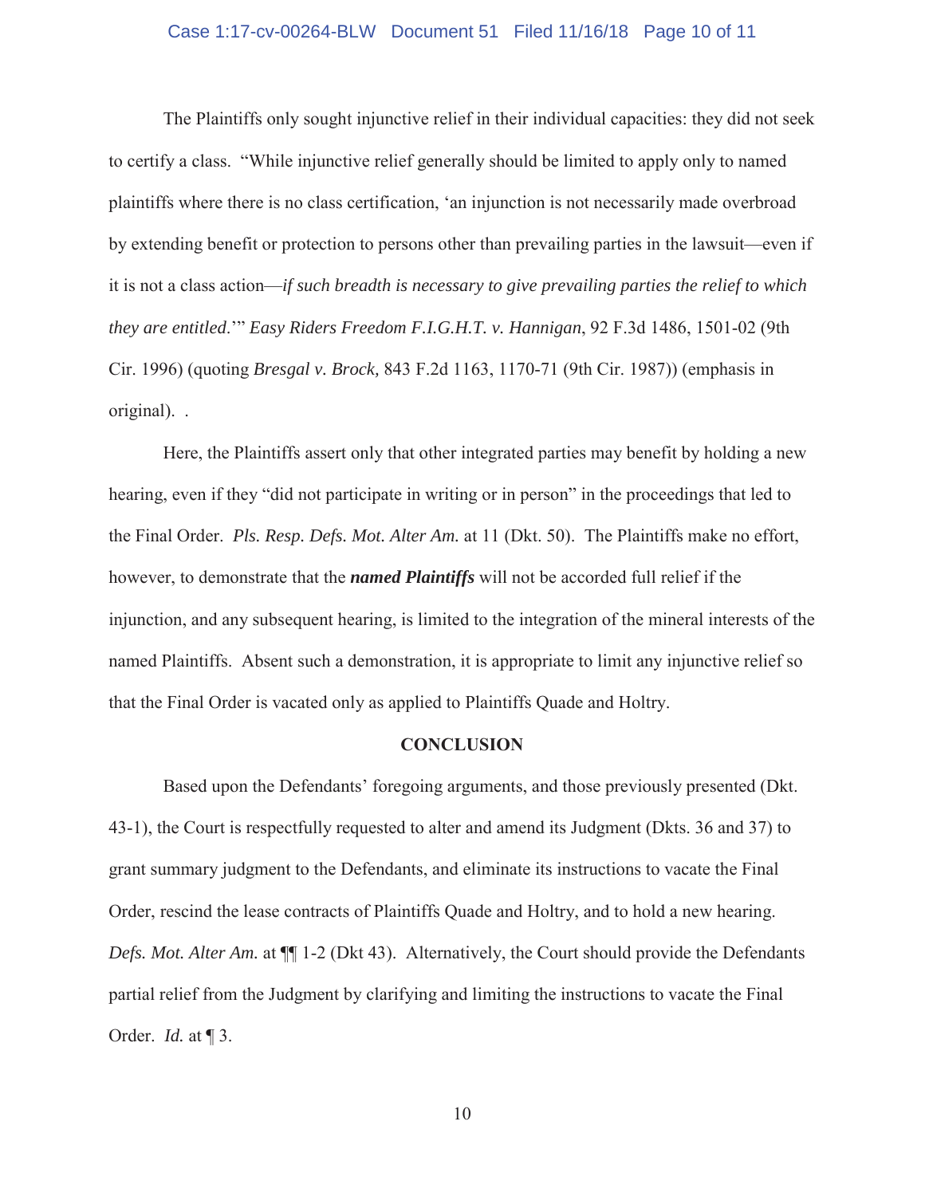The Plaintiffs only sought injunctive relief in their individual capacities: they did not seek to certify a class. "While injunctive relief generally should be limited to apply only to named plaintiffs where there is no class certification, 'an injunction is not necessarily made overbroad by extending benefit or protection to persons other than prevailing parties in the lawsuit—even if it is not a class action—*if such breadth is necessary to give prevailing parties the relief to which they are entitled*.'" *Easy Riders Freedom F.I.G.H.T. v. Hannigan*, 92 F.3d 1486, 1501-02 (9th Cir. 1996) (quoting *Bresgal v. Brock,* 843 F.2d 1163, 1170-71 (9th Cir. 1987)) (emphasis in original). .

Here, the Plaintiffs assert only that other integrated parties may benefit by holding a new hearing, even if they "did not participate in writing or in person" in the proceedings that led to the Final Order. *Pls. Resp. Defs. Mot. Alter Am.* at 11 (Dkt. 50). The Plaintiffs make no effort, however, to demonstrate that the ***named Plaintiffs*** will not be accorded full relief if the injunction, and any subsequent hearing, is limited to the integration of the mineral interests of the named Plaintiffs. Absent such a demonstration, it is appropriate to limit any injunctive relief so that the Final Order is vacated only as applied to Plaintiffs Quade and Holtry.

## CONCLUSION

Based upon the Defendants' foregoing arguments, and those previously presented (Dkt. 43-1), the Court is respectfully requested to alter and amend its Judgment (Dkts. 36 and 37) to grant summary judgment to the Defendants, and eliminate its instructions to vacate the Final Order, rescind the lease contracts of Plaintiffs Quade and Holtry, and to hold a new hearing. *Defs. Mot. Alter Am.* at ¶¶ 1-2 (Dkt 43). Alternatively, the Court should provide the Defendants partial relief from the Judgment by clarifying and limiting the instructions to vacate the Final Order. *Id.* at ¶ 3.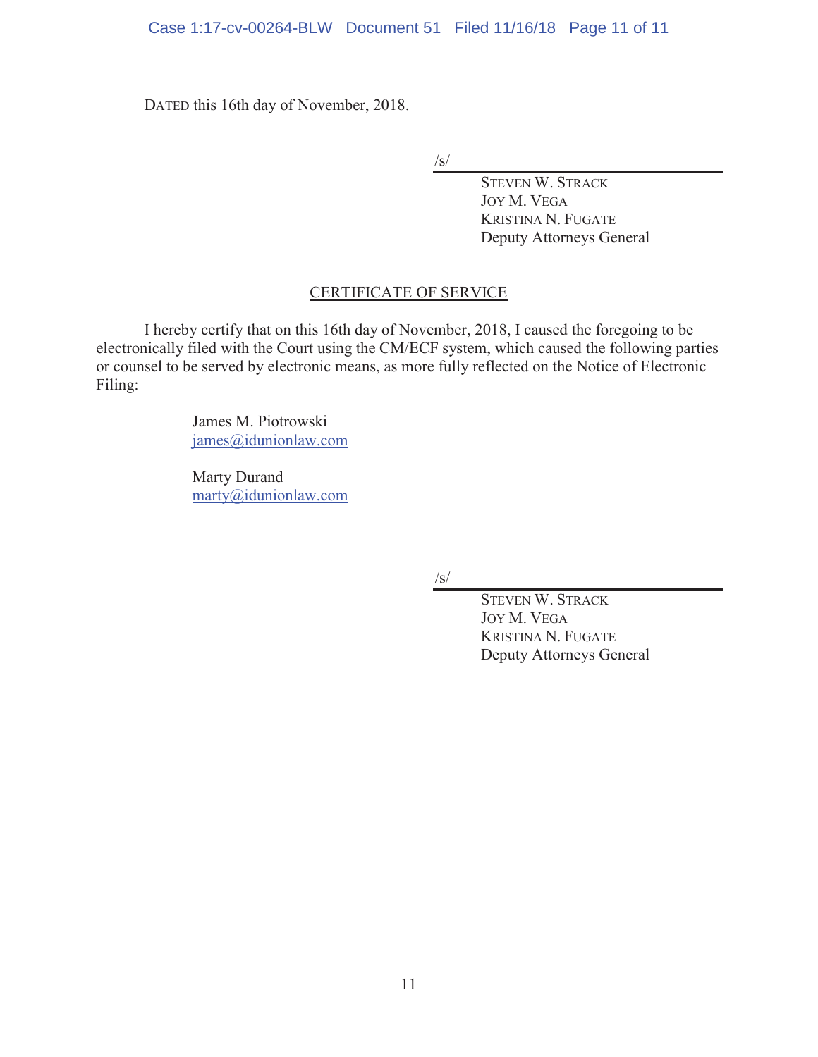DATED this 16th day of November, 2018.

/s/

STEVEN W. STRACK
JOY M. VEGA
KRISTINA N. FUGATE
Deputy Attorneys General

## CERTIFICATE OF SERVICE

I hereby certify that on this 16th day of November, 2018, I caused the foregoing to be electronically filed with the Court using the CM/ECF system, which caused the following parties or counsel to be served by electronic means, as more fully reflected on the Notice of Electronic Filing:

James M. Piotrowski
james@idunionlaw.com

Marty Durand
marty@idunionlaw.com

/s/

STEVEN W. STRACK
JOY M. VEGA
KRISTINA N. FUGATE
Deputy Attorneys General